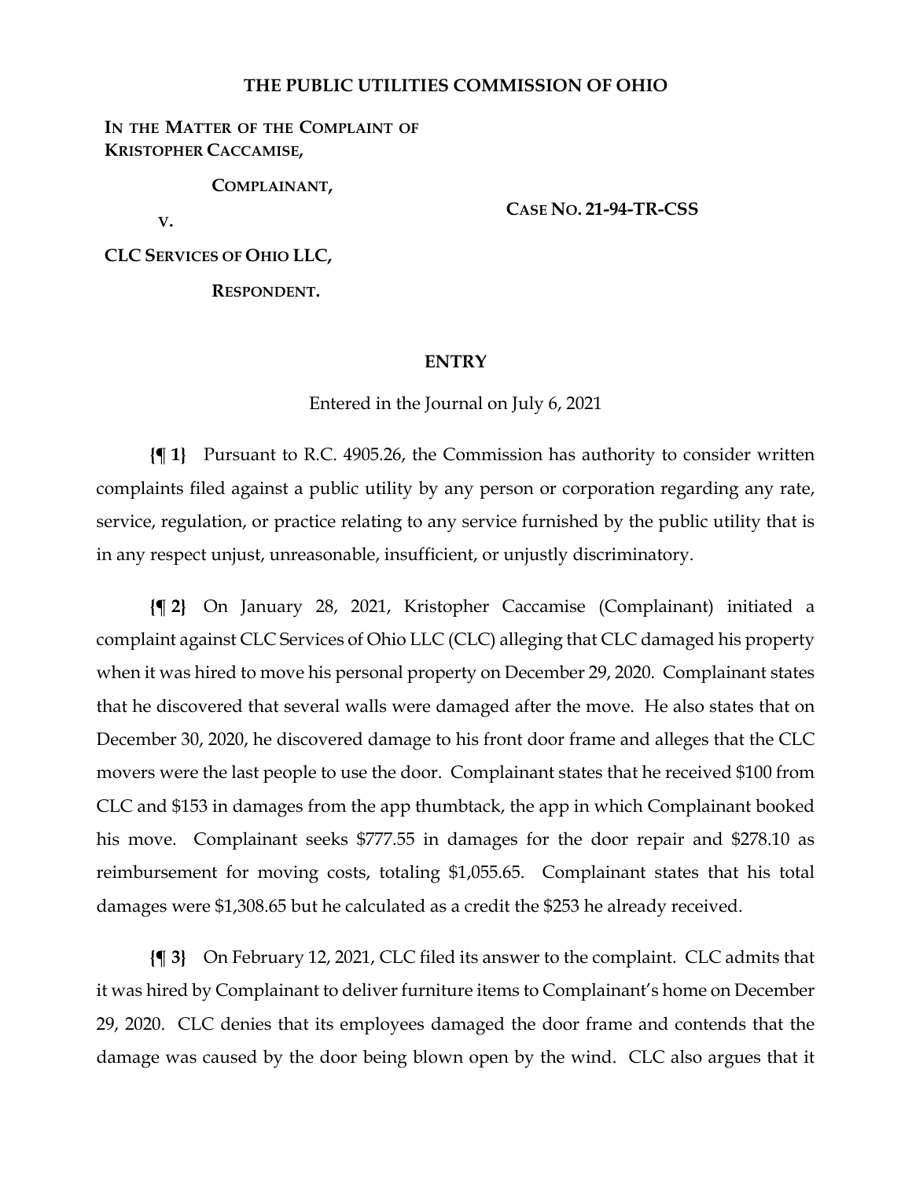**THE PUBLIC UTILITIES COMMISSION OF OHIO**

**IN THE MATTER OF THE COMPLAINT OF KRISTOPHER CACCAMISE,**

**COMPLAINANT,**

**V.**

**CLC SERVICES OF OHIO LLC,**

**RESPONDENT.**

**CASE NO. 21-94-TR-CSS**

## ENTRY

Entered in the Journal on July 6, 2021

**{¶ 1}** Pursuant to R.C. 4905.26, the Commission has authority to consider written complaints filed against a public utility by any person or corporation regarding any rate, service, regulation, or practice relating to any service furnished by the public utility that is in any respect unjust, unreasonable, insufficient, or unjustly discriminatory.

**{¶ 2}** On January 28, 2021, Kristopher Caccamise (Complainant) initiated a complaint against CLC Services of Ohio LLC (CLC) alleging that CLC damaged his property when it was hired to move his personal property on December 29, 2020. Complainant states that he discovered that several walls were damaged after the move. He also states that on December 30, 2020, he discovered damage to his front door frame and alleges that the CLC movers were the last people to use the door. Complainant states that he received $100 from CLC and $153 in damages from the app thumbtack, the app in which Complainant booked his move. Complainant seeks $777.55 in damages for the door repair and $278.10 as reimbursement for moving costs, totaling $1,055.65. Complainant states that his total damages were $1,308.65 but he calculated as a credit the $253 he already received.

**{¶ 3}** On February 12, 2021, CLC filed its answer to the complaint. CLC admits that it was hired by Complainant to deliver furniture items to Complainant's home on December 29, 2020. CLC denies that its employees damaged the door frame and contends that the damage was caused by the door being blown open by the wind. CLC also argues that it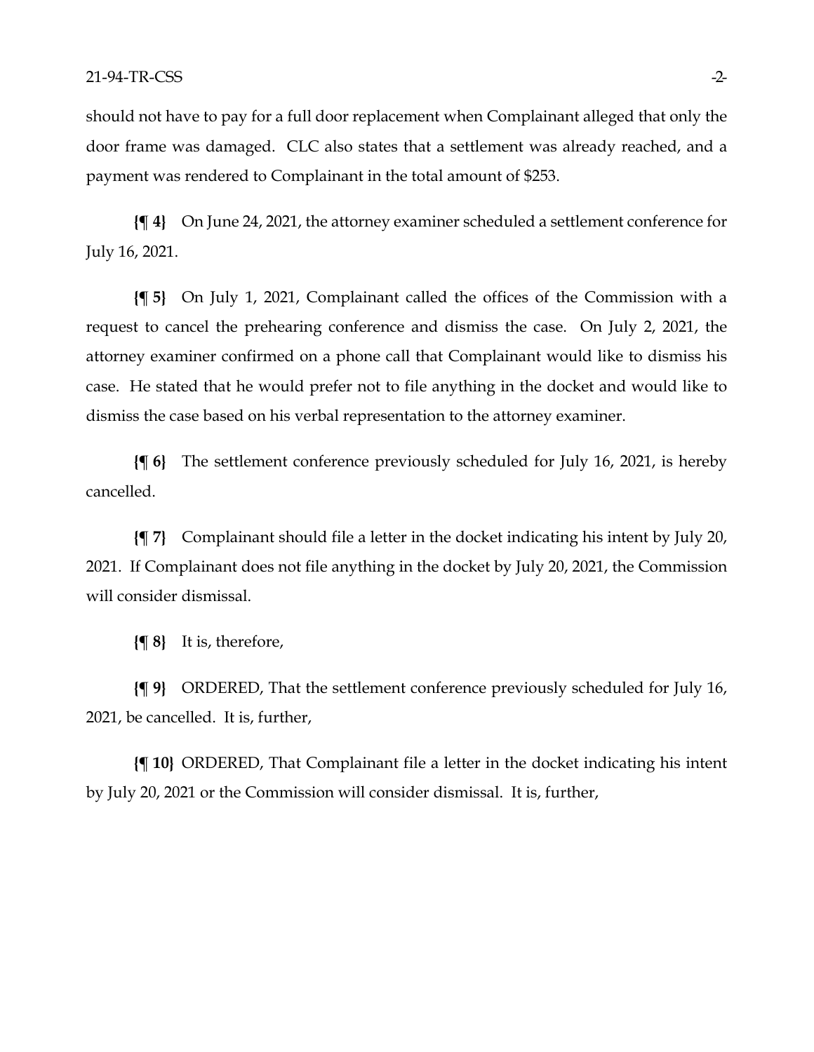should not have to pay for a full door replacement when Complainant alleged that only the door frame was damaged. CLC also states that a settlement was already reached, and a payment was rendered to Complainant in the total amount of $253.

**{¶ 4}** On June 24, 2021, the attorney examiner scheduled a settlement conference for July 16, 2021.

**{¶ 5}** On July 1, 2021, Complainant called the offices of the Commission with a request to cancel the prehearing conference and dismiss the case. On July 2, 2021, the attorney examiner confirmed on a phone call that Complainant would like to dismiss his case. He stated that he would prefer not to file anything in the docket and would like to dismiss the case based on his verbal representation to the attorney examiner.

**{¶ 6}** The settlement conference previously scheduled for July 16, 2021, is hereby cancelled.

**{¶ 7}** Complainant should file a letter in the docket indicating his intent by July 20, 2021. If Complainant does not file anything in the docket by July 20, 2021, the Commission will consider dismissal.

**{¶ 8}** It is, therefore,

**{¶ 9}** ORDERED, That the settlement conference previously scheduled for July 16, 2021, be cancelled. It is, further,

**{¶ 10}** ORDERED, That Complainant file a letter in the docket indicating his intent by July 20, 2021 or the Commission will consider dismissal. It is, further,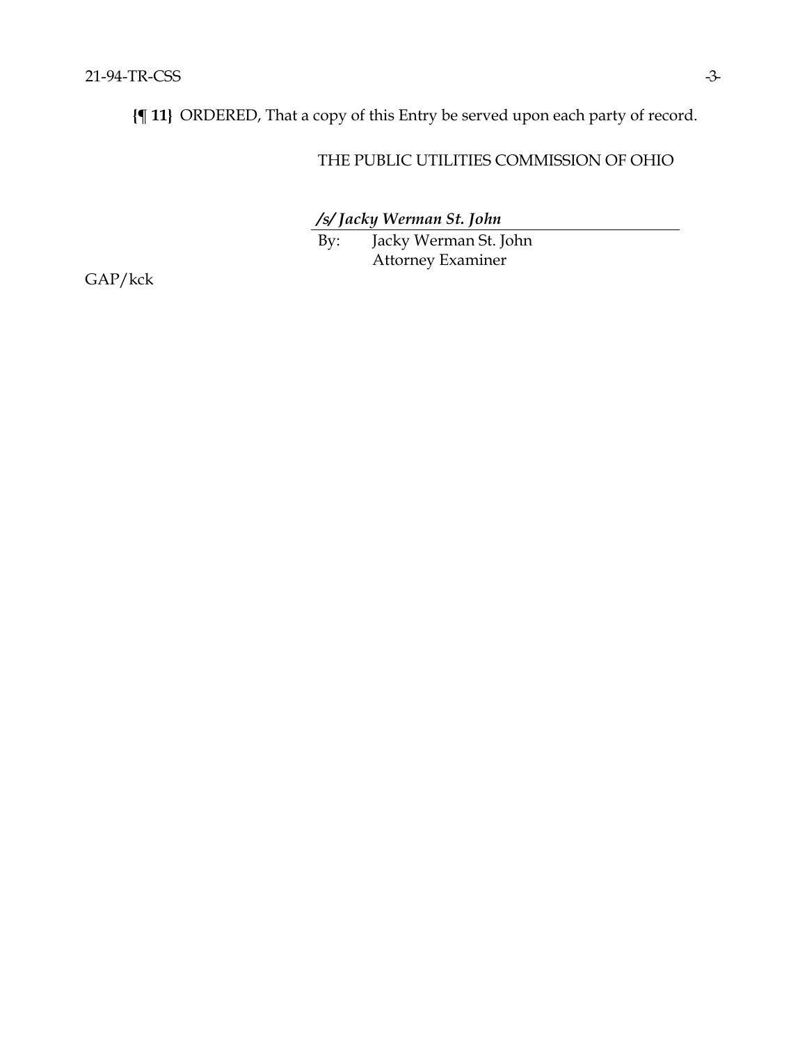**{¶ 11}** ORDERED, That a copy of this Entry be served upon each party of record.

THE PUBLIC UTILITIES COMMISSION OF OHIO

***/s/ Jacky Werman St. John***

By: Jacky Werman St. John
Attorney Examiner

GAP/kck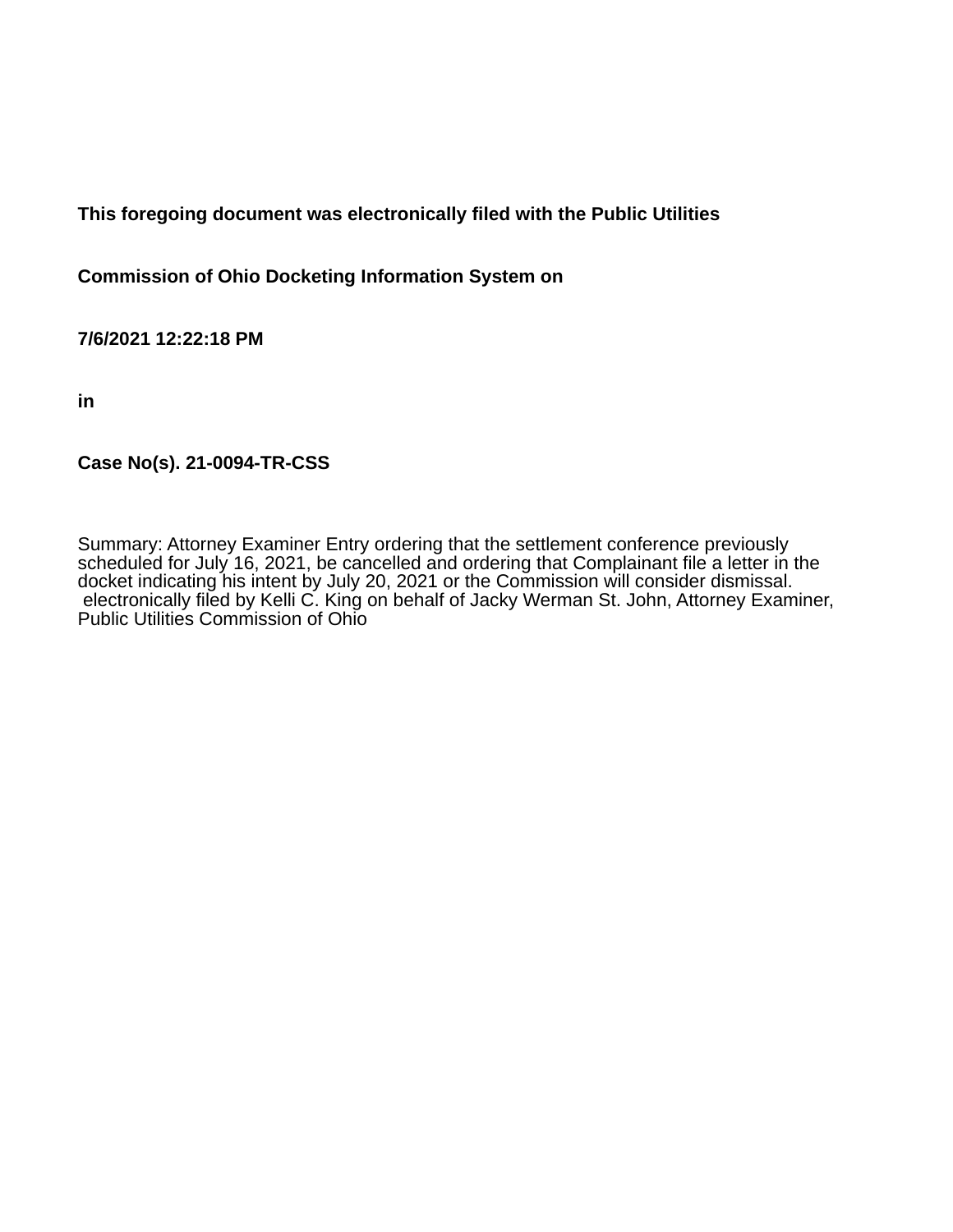**This foregoing document was electronically filed with the Public Utilities**

**Commission of Ohio Docketing Information System on**

**7/6/2021 12:22:18 PM**

**in**

**Case No(s). 21-0094-TR-CSS**

Summary: Attorney Examiner Entry ordering that the settlement conference previously scheduled for July 16, 2021, be cancelled and ordering that Complainant file a letter in the docket indicating his intent by July 20, 2021 or the Commission will consider dismissal. electronically filed by Kelli C. King on behalf of Jacky Werman St. John, Attorney Examiner, Public Utilities Commission of Ohio